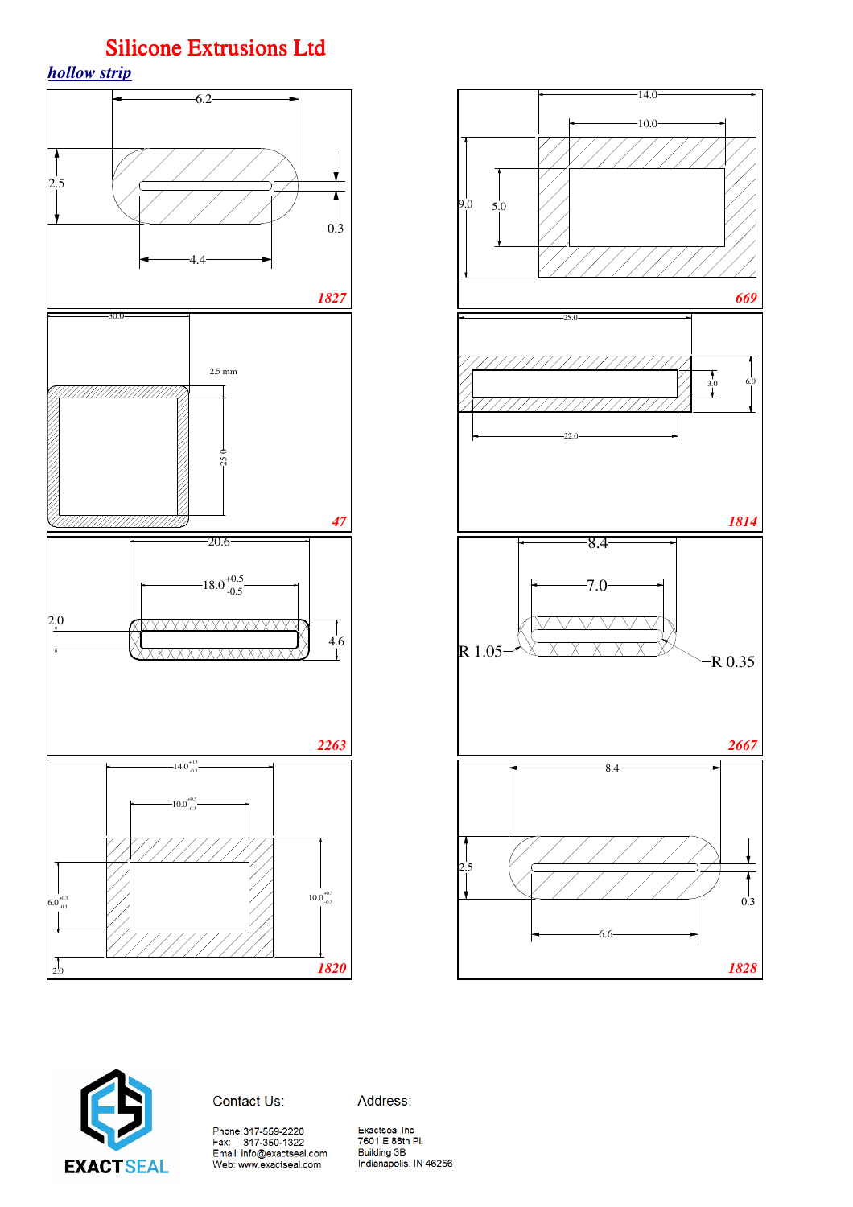# Silicone Extrusions Ltd

## *hollow strip*

6.2
2.5
0.3
4.4
**1827**

14.0
10.0
9.0
5.0
**669**

30.0
2.5 mm
25.0
**47**

25.0
3.0
6.0
22.0
**1814**

20.6
18.0 $^{+0.5}_{-0.5}$
2.0
4.6
**2263**

8.4
7.0
R 1.05
R 0.35
**2667**

14.0 $^{+0.3}_{-0.3}$
10.0 $^{+0.3}_{-0.3}$
6.0 $^{+0.3}_{-0.3}$
10.0 $^{+0.3}_{-0.3}$
2.0
**1820**

8.4
2.5
0.3
6.6
**1828**

EXACTSEAL

Contact Us:

Phone: 317-559-2220
Fax: 317-350-1322
Email: info@exactseal.com
Web: www.exactseal.com

Address:

Exactseal Inc
7601 E 88th Pl.
Building 3B
Indianapolis, IN 46256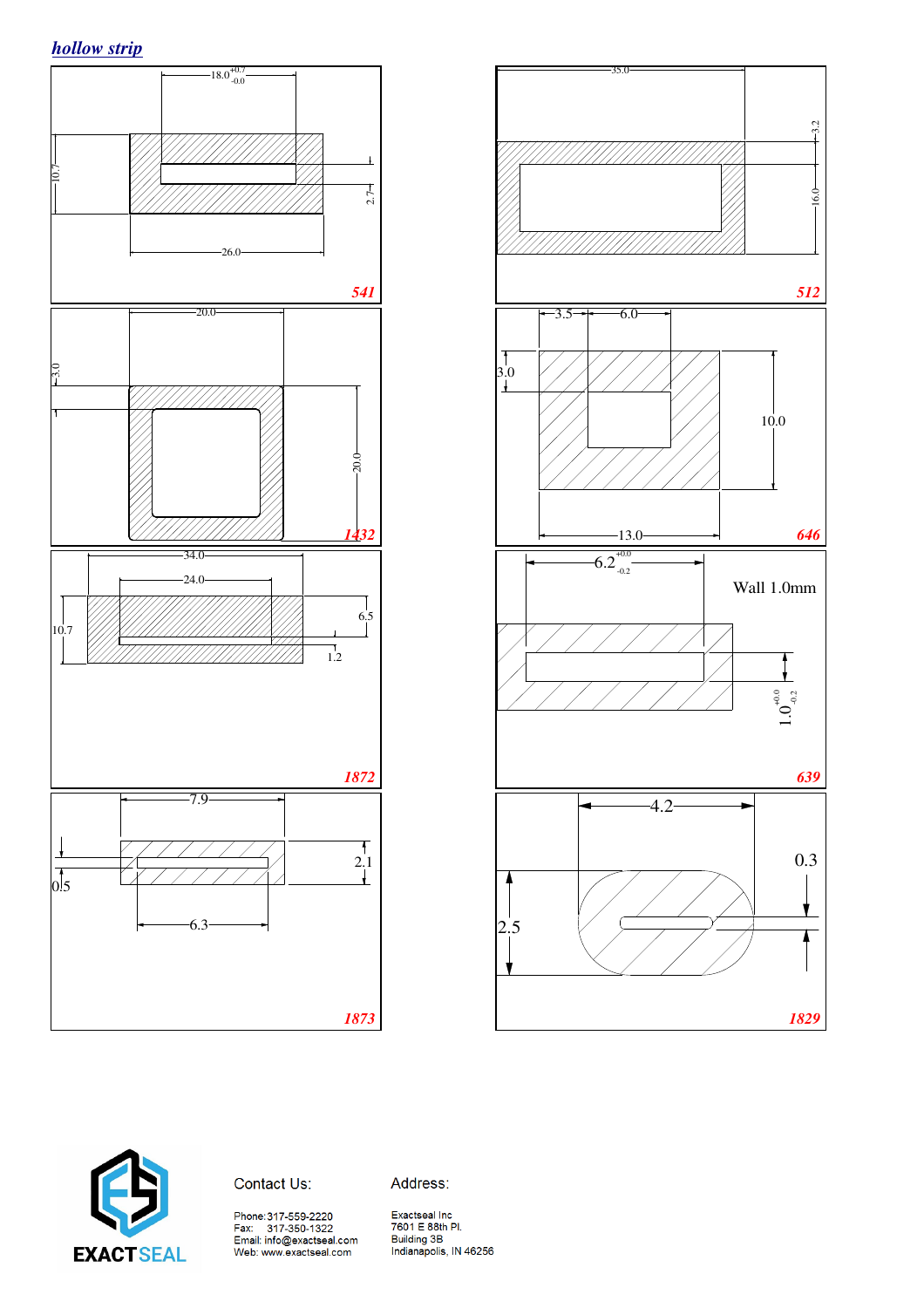## *hollow strip*

18.0 $^{+0.7}_{-0.0}$

10.7

2.7

26.0

**541**

35.0

3.2

16.0

**512**

20.0

3.0

20.0

**1432**

3.5

6.0

3.0

10.0

13.0

**646**

34.0

24.0

10.7

6.5

1.2

**1872**

6.2 $^{+0.0}_{-0.2}$

Wall 1.0mm

1.0 $^{+0.0}_{-0.2}$

**639**

7.9

0.5

2.1

6.3

**1873**

4.2

0.3

2.5

**1829**

EXACTSEAL

Contact Us:

Phone: 317-559-2220
Fax: 317-350-1322
Email: info@exactseal.com
Web: www.exactseal.com

Address:

Exactseal Inc
7601 E 88th Pl.
Building 3B
Indianapolis, IN 46256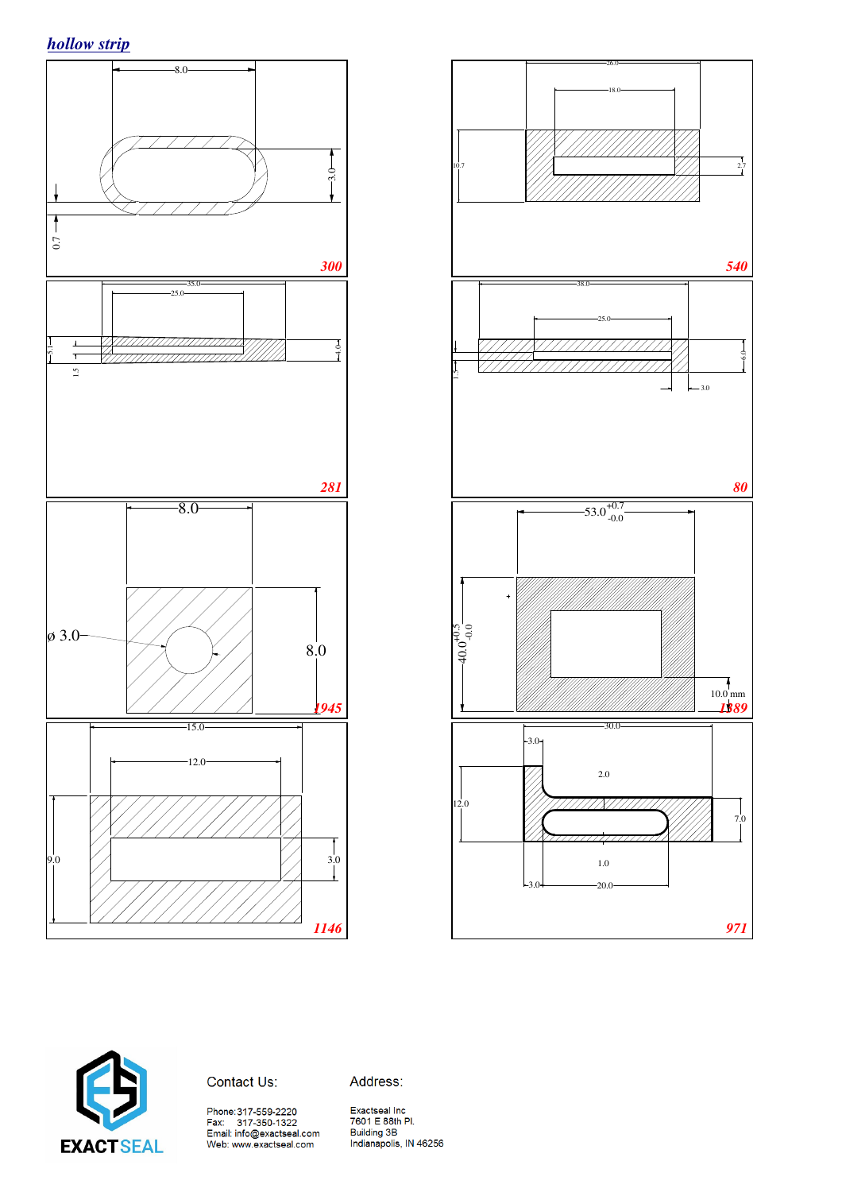## *hollow strip*

8.0
3.0
0.7
**300**

26.0
18.0
10.7
2.7
**540**

35.0
25.0
5.1
1.5
4.0
**281**

38.0
25.0
1.5
6.0
3.0
**80**

8.0
ø 3.0
8.0
**1945**

$53.0^{+0.7}_{-0.0}$
$40.0^{+0.5}_{-0.0}$
10.0 mm
**1389**

15.0
12.0
9.0
3.0
**1146**

30.0
3.0
2.0
12.0
7.0
1.0
3.0
20.0
**971**

EXACTSEAL

Contact Us:

Phone: 317-559-2220
Fax: 317-350-1322
Email: info@exactseal.com
Web: www.exactseal.com

Address:

Exactseal Inc
7601 E 88th Pl.
Building 3B
Indianapolis, IN 46256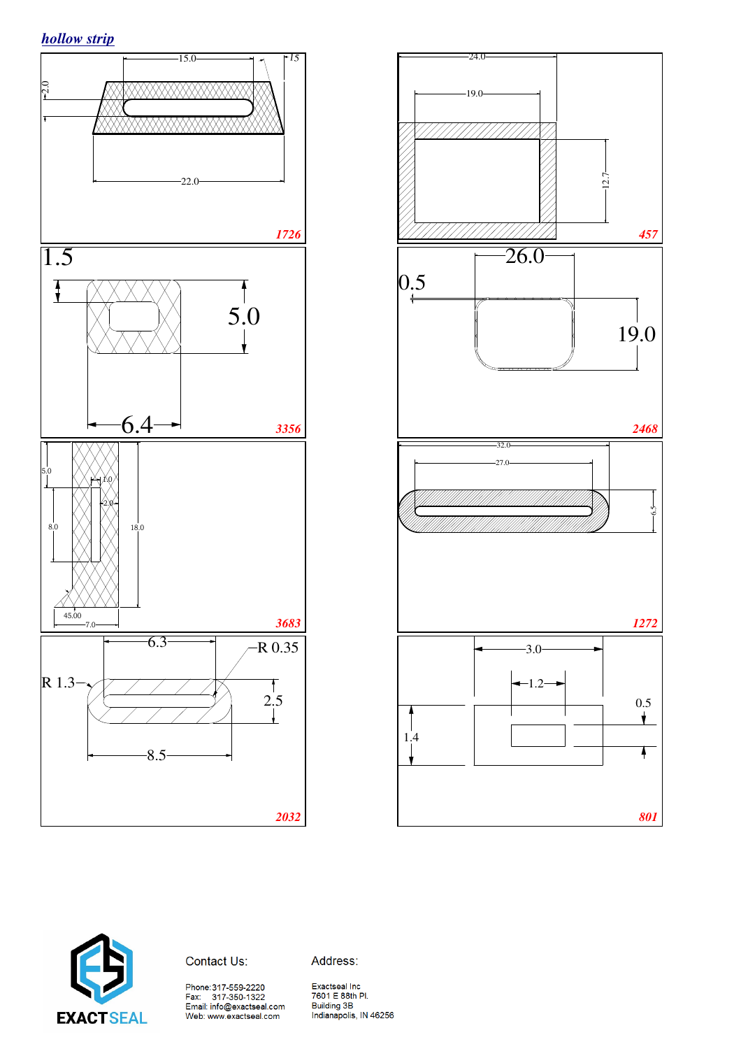## *hollow strip*

15.0
15
2.0
22.0
**1726**

24.0
19.0
12.7
**457**

1.5
5.0
6.4
**3356**

26.0
0.5
19.0
**2468**

5.0
1.0
2.0
8.0
18.0
45.00
7.0
**3683**

32.0
27.0
6.5
**1272**

6.3
R 0.35
R 1.3
2.5
8.5
**2032**

3.0
1.2
0.5
1.4
**801**

EXACTSEAL

Contact Us:

Phone: 317-559-2220
Fax: 317-350-1322
Email: info@exactseal.com
Web: www.exactseal.com

Address:

Exactseal Inc
7601 E 88th Pl.
Building 3B
Indianapolis, IN 46256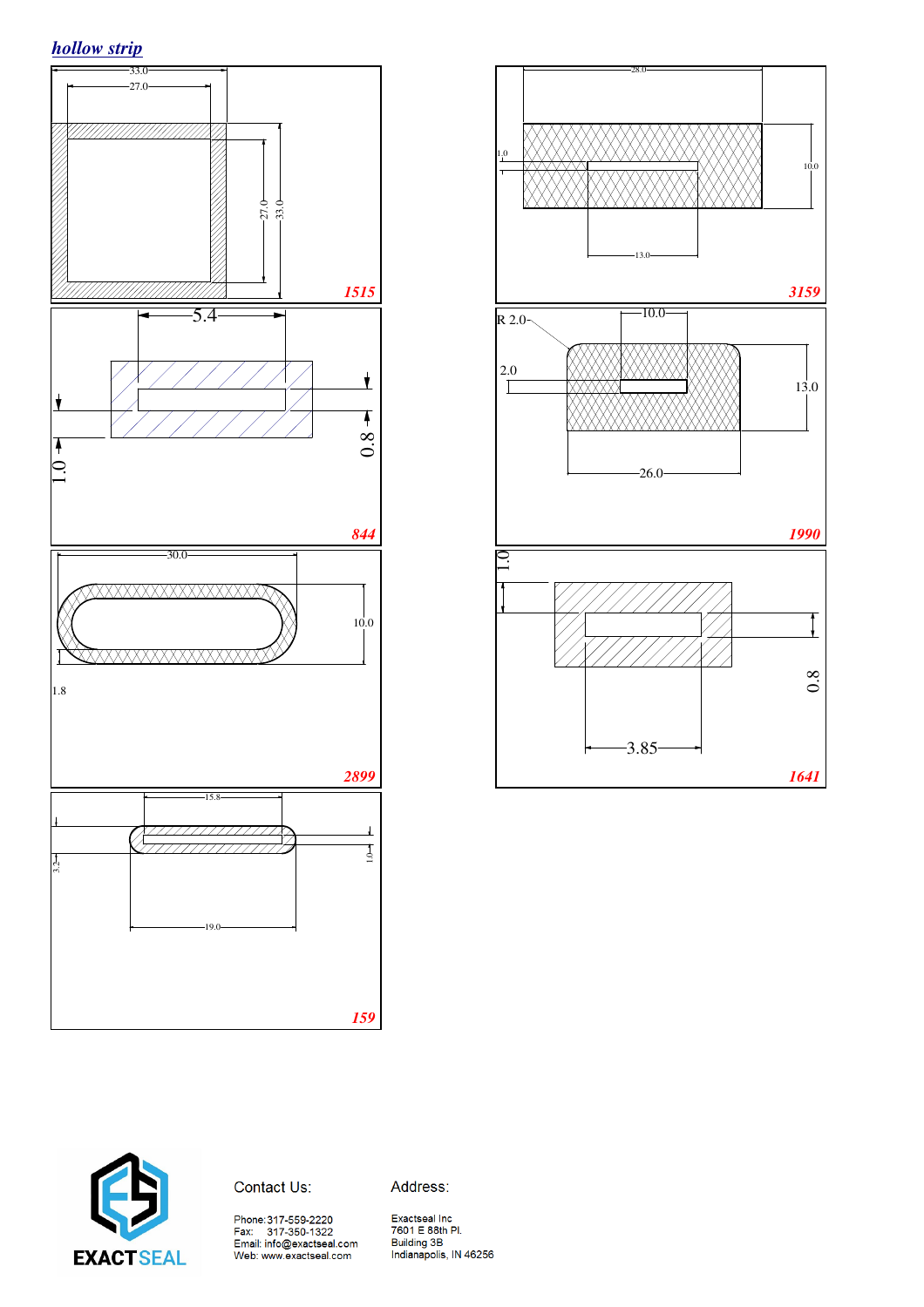## *hollow strip*

33.0
27.0
27.0
33.0
1515

28.0
1.0
10.0
13.0
3159

5.4
1.0
0.8
844

R 2.0
10.0
2.0
13.0
26.0
1990

30.0
10.0
1.8
2899

1.0
0.8
3.85
1641

15.8
3.2
1.0
19.0
159

EXACTSEAL

Contact Us:

Phone: 317-559-2220
Fax: 317-350-1322
Email: info@exactseal.com
Web: www.exactseal.com

Address:

Exactseal Inc
7601 E 88th Pl.
Building 3B
Indianapolis, IN 46256